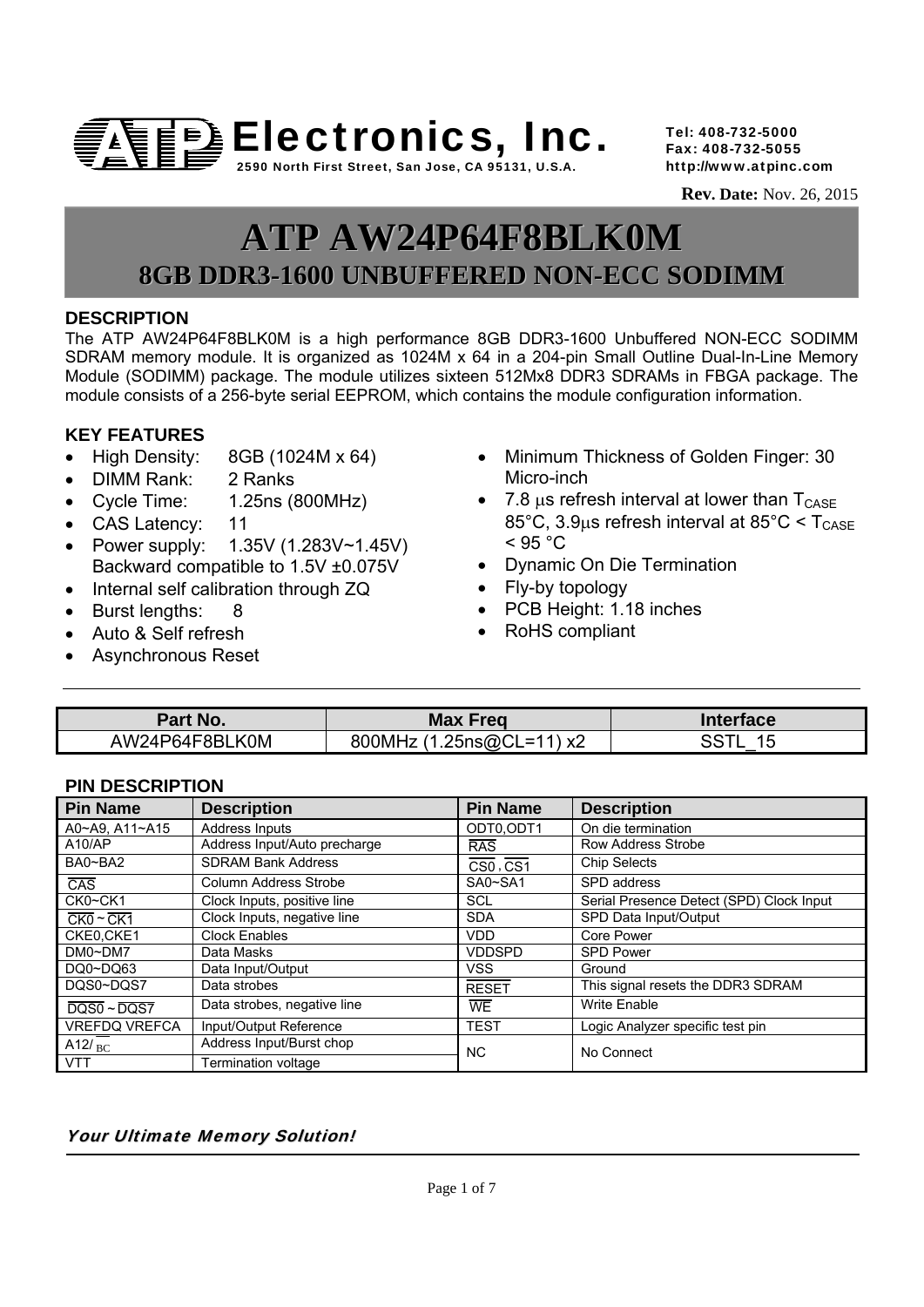ATP Electronics, Inc.
2590 North First Street, San Jose, CA 95131, U.S.A.

Tel: 408-732-5000
Fax: 408-732-5055
http://www.atpinc.com

**Rev. Date:** Nov. 26, 2015

# ATP AW24P64F8BLK0M

## 8GB DDR3-1600 UNBUFFERED NON-ECC SODIMM

### DESCRIPTION

The ATP AW24P64F8BLK0M is a high performance 8GB DDR3-1600 Unbuffered NON-ECC SODIMM SDRAM memory module. It is organized as 1024M x 64 in a 204-pin Small Outline Dual-In-Line Memory Module (SODIMM) package. The module utilizes sixteen 512Mx8 DDR3 SDRAMs in FBGA package. The module consists of a 256-byte serial EEPROM, which contains the module configuration information.

### KEY FEATURES

- High Density: 8GB (1024M x 64)
- DIMM Rank: 2 Ranks
- Cycle Time: 1.25ns (800MHz)
- CAS Latency: 11
- Power supply: 1.35V (1.283V~1.45V) Backward compatible to 1.5V ±0.075V
- Internal self calibration through ZQ
- Burst lengths: 8
- Auto & Self refresh
- Asynchronous Reset
- Minimum Thickness of Golden Finger: 30 Micro-inch
- 7.8 μs refresh interval at lower than $T_{CASE}$ 85°C, 3.9μs refresh interval at 85°C < $T_{CASE}$ < 95 °C
- Dynamic On Die Termination
- Fly-by topology
- PCB Height: 1.18 inches
- RoHS compliant

| Part No. | Max Freq | Interface |
|---|---|---|
| AW24P64F8BLK0M | 800MHz (1.25ns@CL=11) x2 | SSTL_15 |

### PIN DESCRIPTION

| Pin Name | Description | Pin Name | Description |
|---|---|---|---|
| A0~A9, A11~A15 | Address Inputs | ODT0,ODT1 | On die termination |
| A10/AP | Address Input/Auto precharge | $\overline{RAS}$ | Row Address Strobe |
| BA0~BA2 | SDRAM Bank Address | $\overline{CS0}$ , $\overline{CS1}$ | Chip Selects |
| $\overline{CAS}$ | Column Address Strobe | SA0~SA1 | SPD address |
| CK0~CK1 | Clock Inputs, positive line | SCL | Serial Presence Detect (SPD) Clock Input |
| $\overline{CK0}$ ~ $\overline{CK1}$ | Clock Inputs, negative line | SDA | SPD Data Input/Output |
| CKE0,CKE1 | Clock Enables | VDD | Core Power |
| DM0~DM7 | Data Masks | VDDSPD | SPD Power |
| DQ0~DQ63 | Data Input/Output | VSS | Ground |
| DQS0~DQS7 | Data strobes | $\overline{RESET}$ | This signal resets the DDR3 SDRAM |
| $\overline{DQS0}$ ~ $\overline{DQS7}$ | Data strobes, negative line | $\overline{WE}$ | Write Enable |
| VREFDQ VREFCA | Input/Output Reference | TEST | Logic Analyzer specific test pin |
| A12/ $\overline{BC}$ | Address Input/Burst chop | NC | No Connect |
| VTT | Termination voltage | | |

*Your Ultimate Memory Solution!*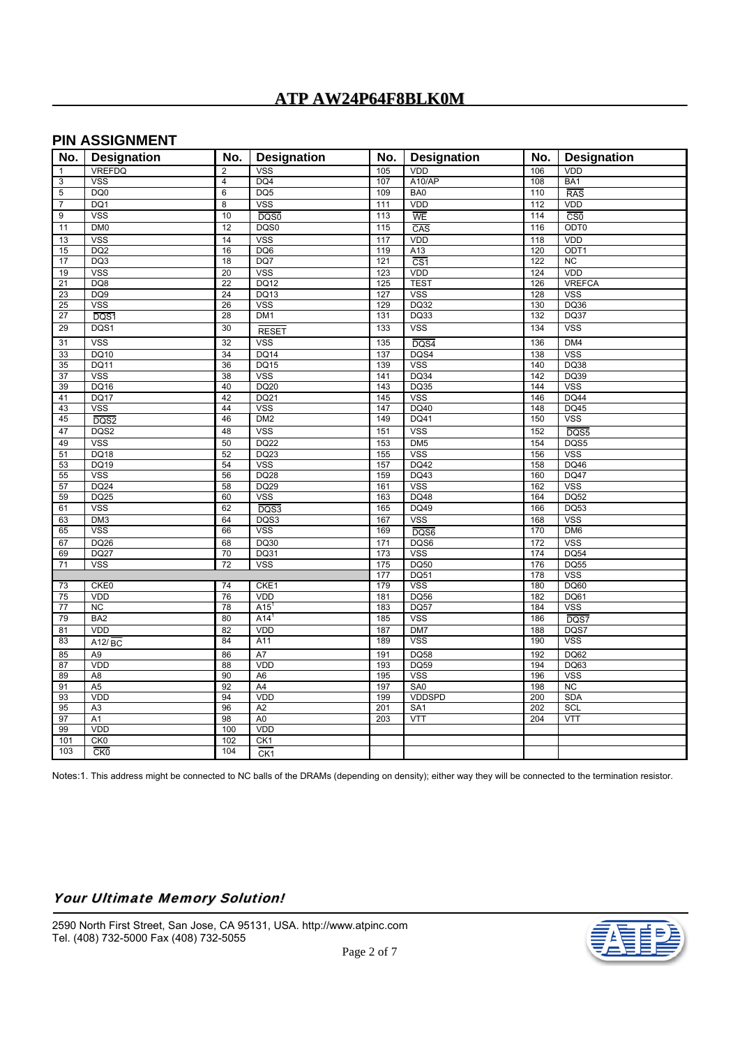## PIN ASSIGNMENT

| No. | Designation | No. | Designation | No. | Designation | No. | Designation |
|---|---|---|---|---|---|---|---|
| 1 | VREFDQ | 2 | VSS | 105 | VDD | 106 | VDD |
| 3 | VSS | 4 | DQ4 | 107 | A10/AP | 108 | BA1 |
| 5 | DQ0 | 6 | DQ5 | 109 | BA0 | 110 | $\overline{\text{RAS}}$ |
| 7 | DQ1 | 8 | VSS | 111 | VDD | 112 | VDD |
| 9 | VSS | 10 | $\overline{\text{DQS0}}$ | 113 | $\overline{\text{WE}}$ | 114 | $\overline{\text{CS0}}$ |
| 11 | DM0 | 12 | DQS0 | 115 | $\overline{\text{CAS}}$ | 116 | ODT0 |
| 13 | VSS | 14 | VSS | 117 | VDD | 118 | VDD |
| 15 | DQ2 | 16 | DQ6 | 119 | A13 | 120 | ODT1 |
| 17 | DQ3 | 18 | DQ7 | 121 | $\overline{\text{CS1}}$ | 122 | NC |
| 19 | VSS | 20 | VSS | 123 | VDD | 124 | VDD |
| 21 | DQ8 | 22 | DQ12 | 125 | TEST | 126 | VREFCA |
| 23 | DQ9 | 24 | DQ13 | 127 | VSS | 128 | VSS |
| 25 | VSS | 26 | VSS | 129 | DQ32 | 130 | DQ36 |
| 27 | $\overline{\text{DQS1}}$ | 28 | DM1 | 131 | DQ33 | 132 | DQ37 |
| 29 | DQS1 | 30 | $\overline{\text{RESET}}$ | 133 | VSS | 134 | VSS |
| 31 | VSS | 32 | VSS | 135 | $\overline{\text{DQS4}}$ | 136 | DM4 |
| 33 | DQ10 | 34 | DQ14 | 137 | DQS4 | 138 | VSS |
| 35 | DQ11 | 36 | DQ15 | 139 | VSS | 140 | DQ38 |
| 37 | VSS | 38 | VSS | 141 | DQ34 | 142 | DQ39 |
| 39 | DQ16 | 40 | DQ20 | 143 | DQ35 | 144 | VSS |
| 41 | DQ17 | 42 | DQ21 | 145 | VSS | 146 | DQ44 |
| 43 | VSS | 44 | VSS | 147 | DQ40 | 148 | DQ45 |
| 45 | $\overline{\text{DQS2}}$ | 46 | DM2 | 149 | DQ41 | 150 | VSS |
| 47 | DQS2 | 48 | VSS | 151 | VSS | 152 | $\overline{\text{DQS5}}$ |
| 49 | VSS | 50 | DQ22 | 153 | DM5 | 154 | DQS5 |
| 51 | DQ18 | 52 | DQ23 | 155 | VSS | 156 | VSS |
| 53 | DQ19 | 54 | VSS | 157 | DQ42 | 158 | DQ46 |
| 55 | VSS | 56 | DQ28 | 159 | DQ43 | 160 | DQ47 |
| 57 | DQ24 | 58 | DQ29 | 161 | VSS | 162 | VSS |
| 59 | DQ25 | 60 | VSS | 163 | DQ48 | 164 | DQ52 |
| 61 | VSS | 62 | $\overline{\text{DQS3}}$ | 165 | DQ49 | 166 | DQ53 |
| 63 | DM3 | 64 | DQS3 | 167 | VSS | 168 | VSS |
| 65 | VSS | 66 | VSS | 169 | $\overline{\text{DQS6}}$ | 170 | DM6 |
| 67 | DQ26 | 68 | DQ30 | 171 | DQS6 | 172 | VSS |
| 69 | DQ27 | 70 | DQ31 | 173 | VSS | 174 | DQ54 |
| 71 | VSS | 72 | VSS | 175 | DQ50 | 176 | DQ55 |
| | | | | 177 | DQ51 | 178 | VSS |
| 73 | CKE0 | 74 | CKE1 | 179 | VSS | 180 | DQ60 |
| 75 | VDD | 76 | VDD | 181 | DQ56 | 182 | DQ61 |
| 77 | NC | 78 | A15[1] | 183 | DQ57 | 184 | VSS |
| 79 | BA2 | 80 | A14[1] | 185 | VSS | 186 | $\overline{\text{DQS7}}$ |
| 81 | VDD | 82 | VDD | 187 | DM7 | 188 | DQS7 |
| 83 | A12/$\overline{\text{BC}}$ | 84 | A11 | 189 | VSS | 190 | VSS |
| 85 | A9 | 86 | A7 | 191 | DQ58 | 192 | DQ62 |
| 87 | VDD | 88 | VDD | 193 | DQ59 | 194 | DQ63 |
| 89 | A8 | 90 | A6 | 195 | VSS | 196 | VSS |
| 91 | A5 | 92 | A4 | 197 | SA0 | 198 | NC |
| 93 | VDD | 94 | VDD | 199 | VDDSPD | 200 | SDA |
| 95 | A3 | 96 | A2 | 201 | SA1 | 202 | SCL |
| 97 | A1 | 98 | A0 | 203 | VTT | 204 | VTT |
| 99 | VDD | 100 | VDD | | | | |
| 101 | CK0 | 102 | CK1 | | | | |
| 103 | $\overline{\text{CK0}}$ | 104 | $\overline{\text{CK1}}$ | | | | |

Notes:1. This address might be connected to NC balls of the DRAMs (depending on density); either way they will be connected to the termination resistor.

***Your Ultimate Memory Solution!***

2590 North First Street, San Jose, CA 95131, USA. http://www.atpinc.com
Tel. (408) 732-5000 Fax (408) 732-5055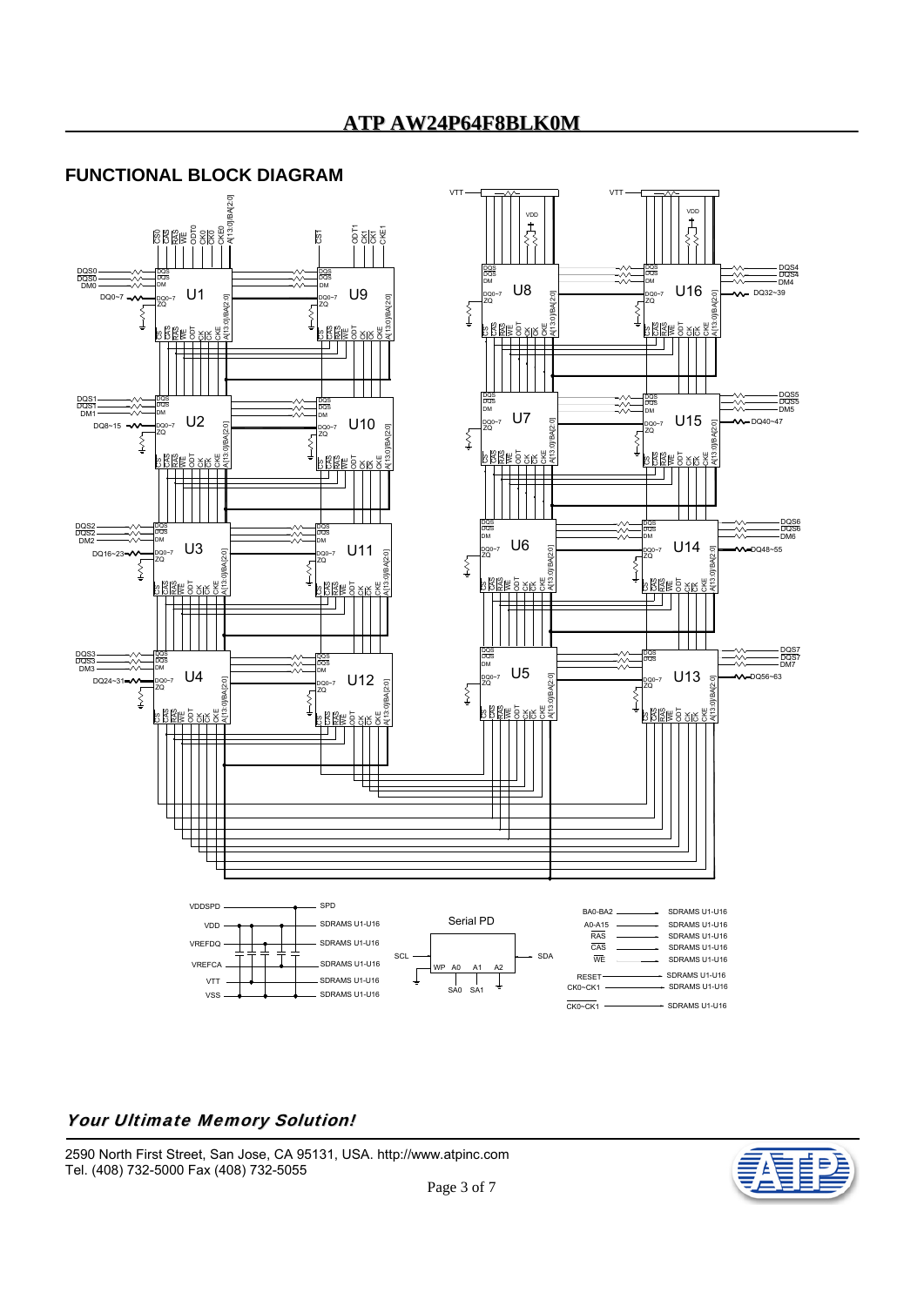## FUNCTIONAL BLOCK DIAGRAM

*Your Ultimate Memory Solution!*

2590 North First Street, San Jose, CA 95131, USA. http://www.atpinc.com
Tel. (408) 732-5000 Fax (408) 732-5055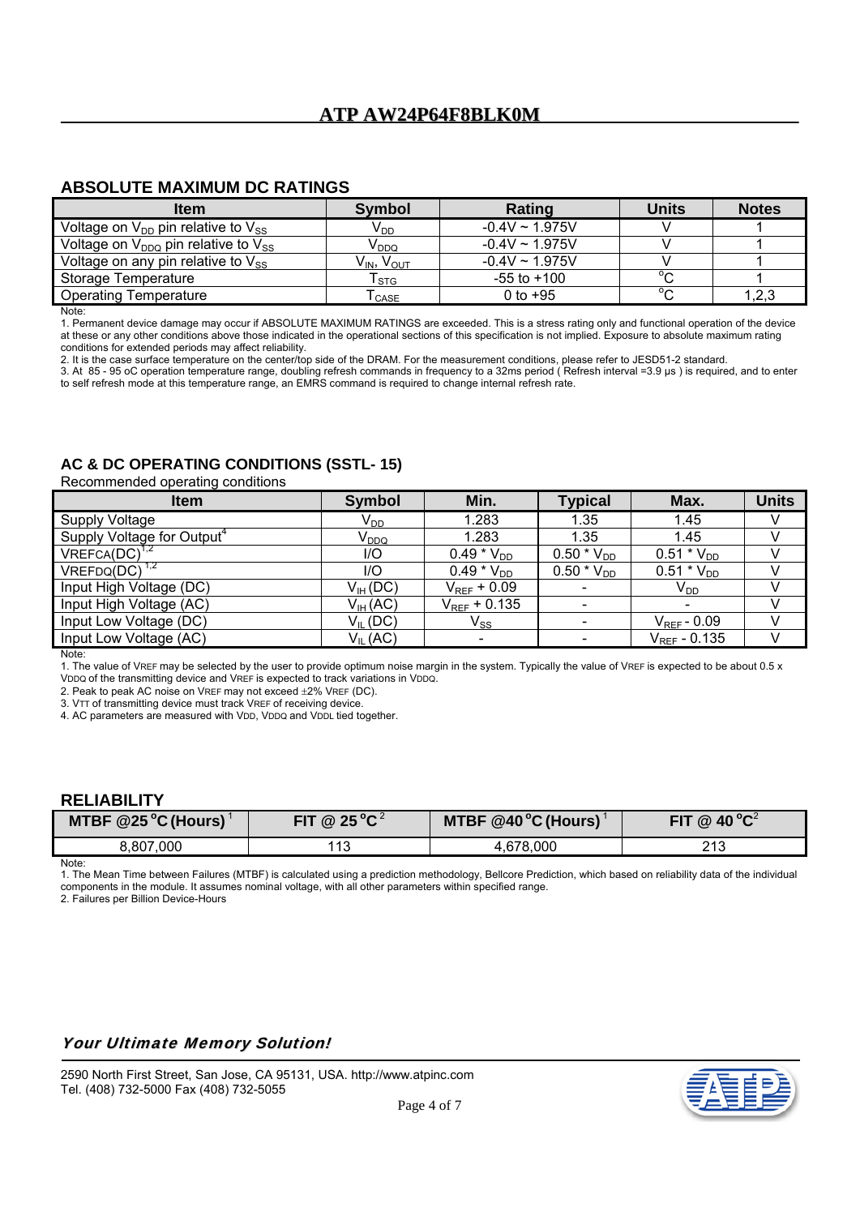## ABSOLUTE MAXIMUM DC RATINGS

| Item | Symbol | Rating | Units | Notes |
|---|---|---|---|---|
| Voltage on $V_{DD}$ pin relative to $V_{SS}$ | $V_{DD}$ | -0.4V ~ 1.975V | V | 1 |
| Voltage on $V_{DDQ}$ pin relative to $V_{SS}$ | $V_{DDQ}$ | -0.4V ~ 1.975V | V | 1 |
| Voltage on any pin relative to $V_{SS}$ | $V_{IN}$, $V_{OUT}$ | -0.4V ~ 1.975V | V | 1 |
| Storage Temperature | $T_{STG}$ | -55 to +100 | °C | 1 |
| Operating Temperature | $T_{CASE}$ | 0 to +95 | °C | 1,2,3 |

Note:

1. Permanent device damage may occur if ABSOLUTE MAXIMUM RATINGS are exceeded. This is a stress rating only and functional operation of the device at these or any other conditions above those indicated in the operational sections of this specification is not implied. Exposure to absolute maximum rating conditions for extended periods may affect reliability.
2. It is the case surface temperature on the center/top side of the DRAM. For the measurement conditions, please refer to JESD51-2 standard.
3. At 85 - 95 oC operation temperature range, doubling refresh commands in frequency to a 32ms period ( Refresh interval =3.9 µs ) is required, and to enter to self refresh mode at this temperature range, an EMRS command is required to change internal refresh rate.

## AC & DC OPERATING CONDITIONS (SSTL- 15)

Recommended operating conditions

| Item | Symbol | Min. | Typical | Max. | Units |
|---|---|---|---|---|---|
| Supply Voltage | $V_{DD}$ | 1.283 | 1.35 | 1.45 | V |
| Supply Voltage for Output[4] | $V_{DDQ}$ | 1.283 | 1.35 | 1.45 | V |
| VREFCA(DC)[1,2] | I/O | 0.49 * $V_{DD}$ | 0.50 * $V_{DD}$ | 0.51 * $V_{DD}$ | V |
| VREFDQ(DC)[1,2] | I/O | 0.49 * $V_{DD}$ | 0.50 * $V_{DD}$ | 0.51 * $V_{DD}$ | V |
| Input High Voltage (DC) | $V_{IH}$ (DC) | $V_{REF}$ + 0.09 | - | $V_{DD}$ | V |
| Input High Voltage (AC) | $V_{IH}$ (AC) | $V_{REF}$ + 0.135 | - | - | V |
| Input Low Voltage (DC) | $V_{IL}$ (DC) | $V_{SS}$ | - | $V_{REF}$ - 0.09 | V |
| Input Low Voltage (AC) | $V_{IL}$ (AC) | - | - | $V_{REF}$ - 0.135 | V |

Note:

1. The value of $V_{REF}$ may be selected by the user to provide optimum noise margin in the system. Typically the value of $V_{REF}$ is expected to be about 0.5 x $V_{DDQ}$ of the transmitting device and $V_{REF}$ is expected to track variations in $V_{DDQ}$.
2. Peak to peak AC noise on $V_{REF}$ may not exceed ±2% $V_{REF}$ (DC).
3. $V_{TT}$ of transmitting device must track $V_{REF}$ of receiving device.
4. AC parameters are measured with $V_{DD}$, $V_{DDQ}$ and $V_{DDL}$ tied together.

## RELIABILITY

| MTBF @25°C (Hours)[1] | FIT @ 25°C[2] | MTBF @40°C (Hours)[1] | FIT @ 40°C[2] |
|---|---|---|---|
| 8,807,000 | 113 | 4,678,000 | 213 |

Note:

1. The Mean Time between Failures (MTBF) is calculated using a prediction methodology, Bellcore Prediction, which based on reliability data of the individual components in the module. It assumes nominal voltage, with all other parameters within specified range.
2. Failures per Billion Device-Hours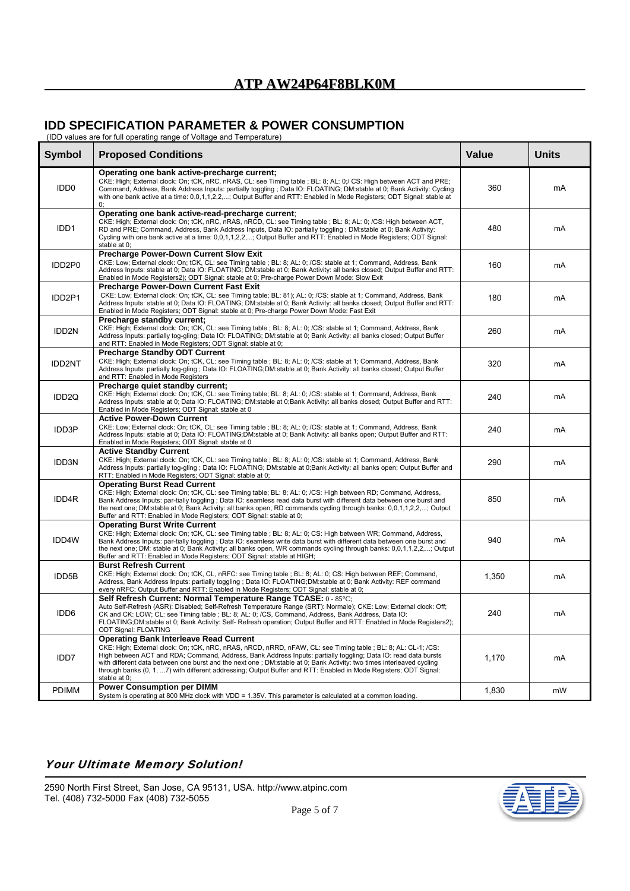## IDD SPECIFICATION PARAMETER & POWER CONSUMPTION

(IDD values are for full operating range of Voltage and Temperature)

| Symbol | Proposed Conditions | Value | Units |
|---|---|---|---|
| IDD0 | **Operating one bank active-precharge current;** CKE: High; External clock: On; tCK, nRC, nRAS, CL: see Timing table ; BL: 8; AL: 0;/ CS: High between ACT and PRE; Command, Address, Bank Address Inputs: partially toggling ; Data IO: FLOATING; DM:stable at 0; Bank Activity: Cycling with one bank active at a time: 0,0,1,1,2,2,...; Output Buffer and RTT: Enabled in Mode Registers; ODT Signal: stable at 0; | 360 | mA |
| IDD1 | **Operating one bank active-read-precharge current**; CKE: High; External clock: On; tCK, nRC, nRAS, nRCD, CL: see Timing table ; BL: 8; AL: 0; /CS: High between ACT, RD and PRE; Command, Address, Bank Address Inputs, Data IO: partially toggling ; DM:stable at 0; Bank Activity: Cycling with one bank active at a time: 0,0,1,1,2,2,...; Output Buffer and RTT: Enabled in Mode Registers; ODT Signal: stable at 0; | 480 | mA |
| IDD2P0 | **Precharge Power-Down Current Slow Exit** CKE: Low; External clock: On; tCK, CL: see Timing table ; BL: 8; AL: 0; /CS: stable at 1; Command, Address, Bank Address Inputs: stable at 0; Data IO: FLOATING; DM:stable at 0; Bank Activity: all banks closed; Output Buffer and RTT: Enabled in Mode Registers2); ODT Signal: stable at 0; Pre-charge Power Down Mode: Slow Exit | 160 | mA |
| IDD2P1 | **Precharge Power-Down Current Fast Exit** CKE: Low; External clock: On; tCK, CL: see Timing table; BL: 81); AL: 0; /CS: stable at 1; Command, Address, Bank Address Inputs: stable at 0; Data IO: FLOATING; DM:stable at 0; Bank Activity: all banks closed; Output Buffer and RTT: Enabled in Mode Registers; ODT Signal: stable at 0; Pre-charge Power Down Mode: Fast Exit | 180 | mA |
| IDD2N | **Precharge standby current;** CKE: High; External clock: On; tCK, CL: see Timing table ; BL: 8; AL: 0; /CS: stable at 1; Command, Address, Bank Address Inputs: partially tog-gling ; Data IO: FLOATING; DM:stable at 0; Bank Activity: all banks closed; Output Buffer and RTT: Enabled in Mode Registers; ODT Signal: stable at 0; | 260 | mA |
| IDD2NT | **Precharge Standby ODT Current** CKE: High; External clock: On; tCK, CL: see Timing table ; BL: 8; AL: 0; /CS: stable at 1; Command, Address, Bank Address Inputs: partially tog-gling ; Data IO: FLOATING;DM:stable at 0; Bank Activity: all banks closed; Output Buffer and RTT: Enabled in Mode Registers | 320 | mA |
| IDD2Q | **Precharge quiet standby current;** CKE: High; External clock: On; tCK, CL: see Timing table; BL: 8; AL: 0; /CS: stable at 1; Command, Address, Bank Address Inputs: stable at 0; Data IO: FLOATING; DM:stable at 0;Bank Activity: all banks closed; Output Buffer and RTT: Enabled in Mode Registers; ODT Signal: stable at 0 | 240 | mA |
| IDD3P | **Active Power-Down Current** CKE: Low; External clock: On; tCK, CL: see Timing table ; BL: 8; AL: 0; /CS: stable at 1; Command, Address, Bank Address Inputs: stable at 0; Data IO: FLOATING;DM:stable at 0; Bank Activity: all banks open; Output Buffer and RTT: Enabled in Mode Registers; ODT Signal: stable at 0 | 240 | mA |
| IDD3N | **Active Standby Current** CKE: High; External clock: On; tCK, CL: see Timing table ; BL: 8; AL: 0; /CS: stable at 1; Command, Address, Bank Address Inputs: partially tog-gling ; Data IO: FLOATING; DM:stable at 0;Bank Activity: all banks open; Output Buffer and RTT: Enabled in Mode Registers; ODT Signal: stable at 0; | 290 | mA |
| IDD4R | **Operating Burst Read Current** CKE: High; External clock: On; tCK, CL: see Timing table; BL: 8; AL: 0; /CS: High between RD; Command, Address, Bank Address Inputs: par-tially toggling ; Data IO: seamless read data burst with different data between one burst and the next one; DM:stable at 0; Bank Activity: all banks open, RD commands cycling through banks: 0,0,1,1,2,2,...; Output Buffer and RTT: Enabled in Mode Registers; ODT Signal: stable at 0; | 850 | mA |
| IDD4W | **Operating Burst Write Current** CKE: High; External clock: On; tCK, CL: see Timing table ; BL: 8; AL: 0; CS: High between WR; Command, Address, Bank Address Inputs: par-tially toggling ; Data IO: seamless write data burst with different data between one burst and the next one; DM: stable at 0; Bank Activity: all banks open, WR commands cycling through banks: 0,0,1,1,2,2,...; Output Buffer and RTT: Enabled in Mode Registers; ODT Signal: stable at HIGH; | 940 | mA |
| IDD5B | **Burst Refresh Current** CKE: High; External clock: On; tCK, CL, nRFC: see Timing table ; BL: 8; AL: 0; CS: High between REF; Command, Address, Bank Address Inputs: partially toggling ; Data IO: FLOATING;DM:stable at 0; Bank Activity: REF command every nRFC; Output Buffer and RTT: Enabled in Mode Registers; ODT Signal: stable at 0; | 1,350 | mA |
| IDD6 | **Self Refresh Current: Normal Temperature Range TCASE:** 0 - 85℃; Auto Self-Refresh (ASR): Disabled; Self-Refresh Temperature Range (SRT): Normale); CKE: Low; External clock: Off; CK and CK: LOW; CL: see Timing table ; BL: 8; AL: 0; /CS, Command, Address, Bank Address, Data IO: FLOATING;DM:stable at 0; Bank Activity: Self- Refresh operation; Output Buffer and RTT: Enabled in Mode Registers2); ODT Signal: FLOATING | 240 | mA |
| IDD7 | **Operating Bank Interleave Read Current** CKE: High; External clock: On; tCK, nRC, nRAS, nRCD, nRRD, nFAW, CL: see Timing table ; BL: 8; AL: CL-1; /CS: High between ACT and RDA; Command, Address, Bank Address Inputs: partially toggling; Data IO: read data bursts with different data between one burst and the next one ; DM:stable at 0; Bank Activity: two times interleaved cycling through banks (0, 1, ...7) with different addressing; Output Buffer and RTT: Enabled in Mode Registers; ODT Signal: stable at 0; | 1,170 | mA |
| PDIMM | **Power Consumption per DIMM** System is operating at 800 MHz clock with VDD = 1.35V. This parameter is calculated at a common loading. | 1,830 | mW |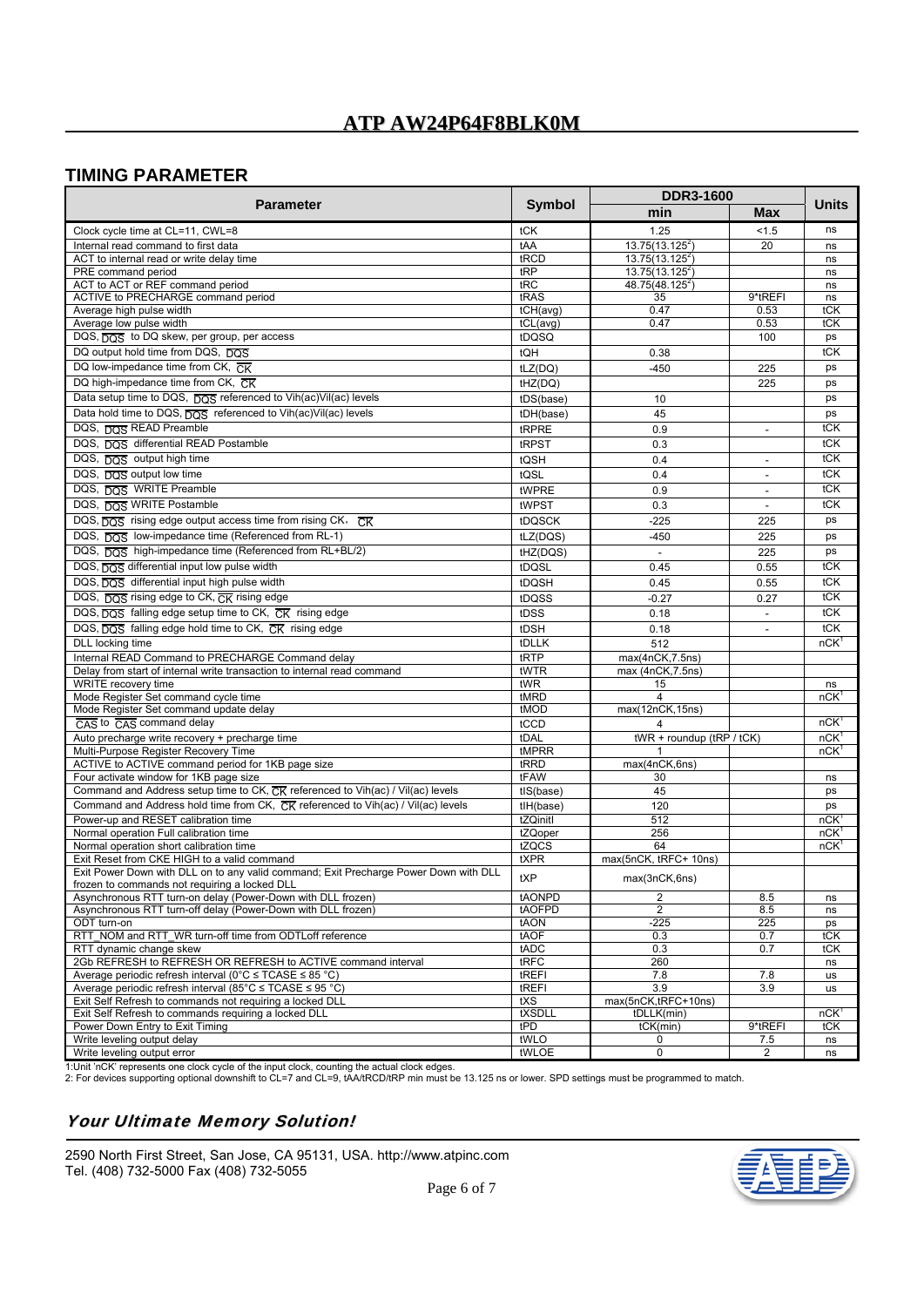## ATP AW24P64F8BLK0M

## TIMING PARAMETER

| Parameter | Symbol | DDR3-1600 | | Units |
|---|---|---|---|---|
| | | min | Max | |
| Clock cycle time at CL=11, CWL=8 | tCK | 1.25 | <1.5 | ns |
| Internal read command to first data | tAA | 13.75(13.125[2]) | 20 | ns |
| ACT to internal read or write delay time | tRCD | 13.75(13.125[2]) | | ns |
| PRE command period | tRP | 13.75(13.125[2]) | | ns |
| ACT to ACT or REF command period | tRC | 48.75(48.125[2]) | | ns |
| ACTIVE to PRECHARGE command period | tRAS | 35 | 9*tREFI | ns |
| Average high pulse width | tCH(avg) | 0.47 | 0.53 | tCK |
| Average low pulse width | tCL(avg) | 0.47 | 0.53 | tCK |
| DQS, $\overline{DQS}$ to DQ skew, per group, per access | tDQSQ | | 100 | ps |
| DQ output hold time from DQS, $\overline{DQS}$ | tQH | 0.38 | | tCK |
| DQ low-impedance time from CK, $\overline{CK}$ | tLZ(DQ) | -450 | 225 | ps |
| DQ high-impedance time from CK, $\overline{CK}$ | tHZ(DQ) | | 225 | ps |
| Data setup time to DQS, $\overline{DQS}$ referenced to Vih(ac)Vil(ac) levels | tDS(base) | 10 | | ps |
| Data hold time to DQS, $\overline{DQS}$ referenced to Vih(ac)Vil(ac) levels | tDH(base) | 45 | | ps |
| DQS, $\overline{DQS}$ READ Preamble | tRPRE | 0.9 | - | tCK |
| DQS, $\overline{DQS}$ differential READ Postamble | tRPST | 0.3 | | tCK |
| DQS, $\overline{DQS}$ output high time | tQSH | 0.4 | - | tCK |
| DQS, $\overline{DQS}$ output low time | tQSL | 0.4 | - | tCK |
| DQS, $\overline{DQS}$ WRITE Preamble | tWPRE | 0.9 | - | tCK |
| DQS, $\overline{DQS}$ WRITE Postamble | tWPST | 0.3 | - | tCK |
| DQS, $\overline{DQS}$ rising edge output access time from rising CK, $\overline{CK}$ | tDQSCK | -225 | 225 | ps |
| DQS, $\overline{DQS}$ low-impedance time (Referenced from RL-1) | tLZ(DQS) | -450 | 225 | ps |
| DQS, $\overline{DQS}$ high-impedance time (Referenced from RL+BL/2) | tHZ(DQS) | - | 225 | ps |
| DQS, $\overline{DQS}$ differential input low pulse width | tDQSL | 0.45 | 0.55 | tCK |
| DQS, $\overline{DQS}$ differential input high pulse width | tDQSH | 0.45 | 0.55 | tCK |
| DQS, $\overline{DQS}$ rising edge to CK, $\overline{CK}$ rising edge | tDQSS | -0.27 | 0.27 | tCK |
| DQS, $\overline{DQS}$ falling edge setup time to CK, $\overline{CK}$ rising edge | tDSS | 0.18 | - | tCK |
| DQS, $\overline{DQS}$ falling edge hold time to CK, $\overline{CK}$ rising edge | tDSH | 0.18 | - | tCK |
| DLL locking time | tDLLK | 512 | | nCK[1] |
| Internal READ Command to PRECHARGE Command delay | tRTP | max(4nCK,7.5ns) | | |
| Delay from start of internal write transaction to internal read command | tWTR | max (4nCK,7.5ns) | | |
| WRITE recovery time | tWR | 15 | | ns |
| Mode Register Set command cycle time | tMRD | 4 | | nCK[1] |
| Mode Register Set command update delay | tMOD | max(12nCK,15ns) | | |
| $\overline{CAS}$ to $\overline{CAS}$ command delay | tCCD | 4 | | nCK[1] |
| Auto precharge write recovery + precharge time | tDAL | tWR + roundup (tRP / tCK) | | nCK[1] |
| Multi-Purpose Register Recovery Time | tMPRR | 1 | | nCK[1] |
| ACTIVE to ACTIVE command period for 1KB page size | tRRD | max(4nCK,6ns) | | |
| Four activate window for 1KB page size | tFAW | 30 | | ns |
| Command and Address setup time to CK, $\overline{CK}$ referenced to Vih(ac) / Vil(ac) levels | tIS(base) | 45 | | ps |
| Command and Address hold time from CK, $\overline{CK}$ referenced to Vih(ac) / Vil(ac) levels | tIH(base) | 120 | | ps |
| Power-up and RESET calibration time | tZQinitl | 512 | | nCK[1] |
| Normal operation Full calibration time | tZQoper | 256 | | nCK[1] |
| Normal operation short calibration time | tZQCS | 64 | | nCK[1] |
| Exit Reset from CKE HIGH to a valid command | tXPR | max(5nCK, tRFC+ 10ns) | | |
| Exit Power Down with DLL on to any valid command; Exit Precharge Power Down with DLL frozen to commands not requiring a locked DLL | tXP | max(3nCK,6ns) | | |
| Asynchronous RTT turn-on delay (Power-Down with DLL frozen) | tAONPD | 2 | 8.5 | ns |
| Asynchronous RTT turn-off delay (Power-Down with DLL frozen) | tAOFPD | 2 | 8.5 | ns |
| ODT turn-on | tAON | -225 | 225 | ps |
| RTT_NOM and RTT_WR turn-off time from ODTLoff reference | tAOF | 0.3 | 0.7 | tCK |
| RTT dynamic change skew | tADC | 0.3 | 0.7 | tCK |
| 2Gb REFRESH to REFRESH or REFRESH to ACTIVE command interval | tRFC | 260 | | ns |
| Average periodic refresh interval (0°C ≤ TCASE ≤ 85 °C) | tREFI | 7.8 | 7.8 | us |
| Average periodic refresh interval (85°C ≤ TCASE ≤ 95 °C) | tREFI | 3.9 | 3.9 | us |
| Exit Self Refresh to commands not requiring a locked DLL | tXS | max(5nCK,tRFC+10ns) | | |
| Exit Self Refresh to commands requiring a locked DLL | tXSDLL | tDLLK(min) | | nCK[1] |
| Power Down Entry to Exit Timing | tPD | tCK(min) | 9*tREFI | tCK |
| Write leveling output delay | tWLO | 0 | 7.5 | ns |
| Write leveling output error | tWLOE | 0 | 2 | ns |

1:Unit 'nCK' represents one clock cycle of the input clock, counting the actual clock edges.
2: For devices supporting optional downshift to CL=7 and CL=9, tAA/tRCD/tRP min must be 13.125 ns or lower. SPD settings must be programmed to match.

***Your Ultimate Memory Solution!***

2590 North First Street, San Jose, CA 95131, USA. http://www.atpinc.com
Tel. (408) 732-5000 Fax (408) 732-5055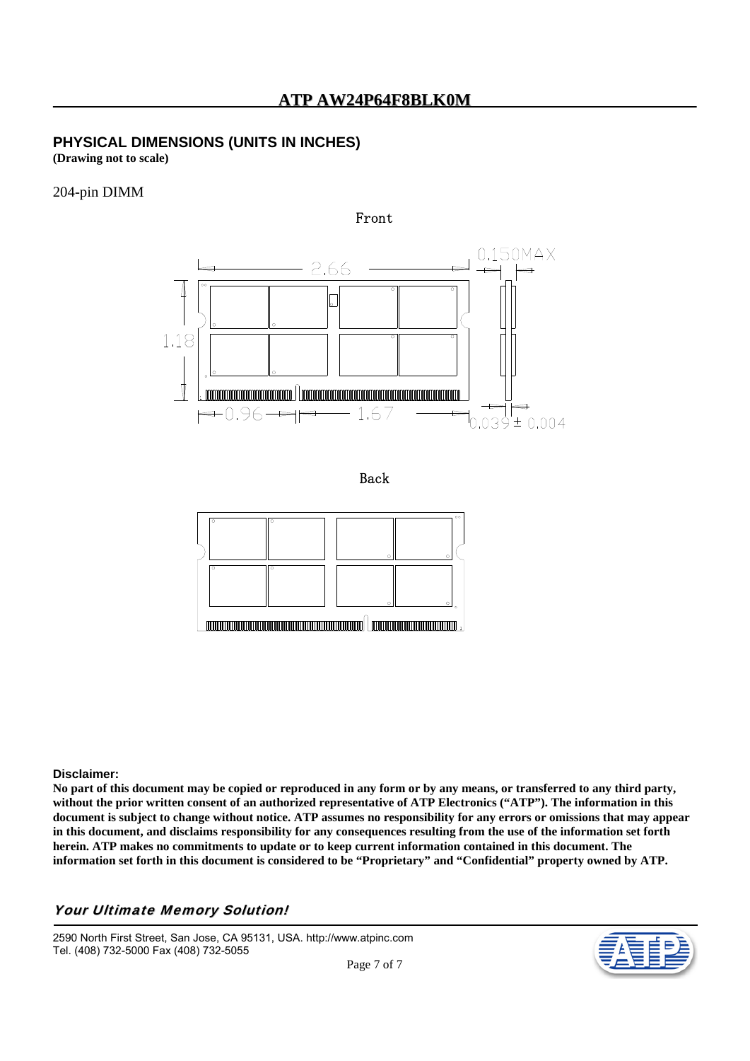## PHYSICAL DIMENSIONS (UNITS IN INCHES)

**(Drawing not to scale)**

204-pin DIMM

Front

2.66

0.150MAX

1.18

0.96

1.67

0.039 ± 0.004

Back

**Disclaimer:**

**No part of this document may be copied or reproduced in any form or by any means, or transferred to any third party, without the prior written consent of an authorized representative of ATP Electronics ("ATP"). The information in this document is subject to change without notice. ATP assumes no responsibility for any errors or omissions that may appear in this document, and disclaims responsibility for any consequences resulting from the use of the information set forth herein. ATP makes no commitments to update or to keep current information contained in this document. The information set forth in this document is considered to be "Proprietary" and "Confidential" property owned by ATP.**